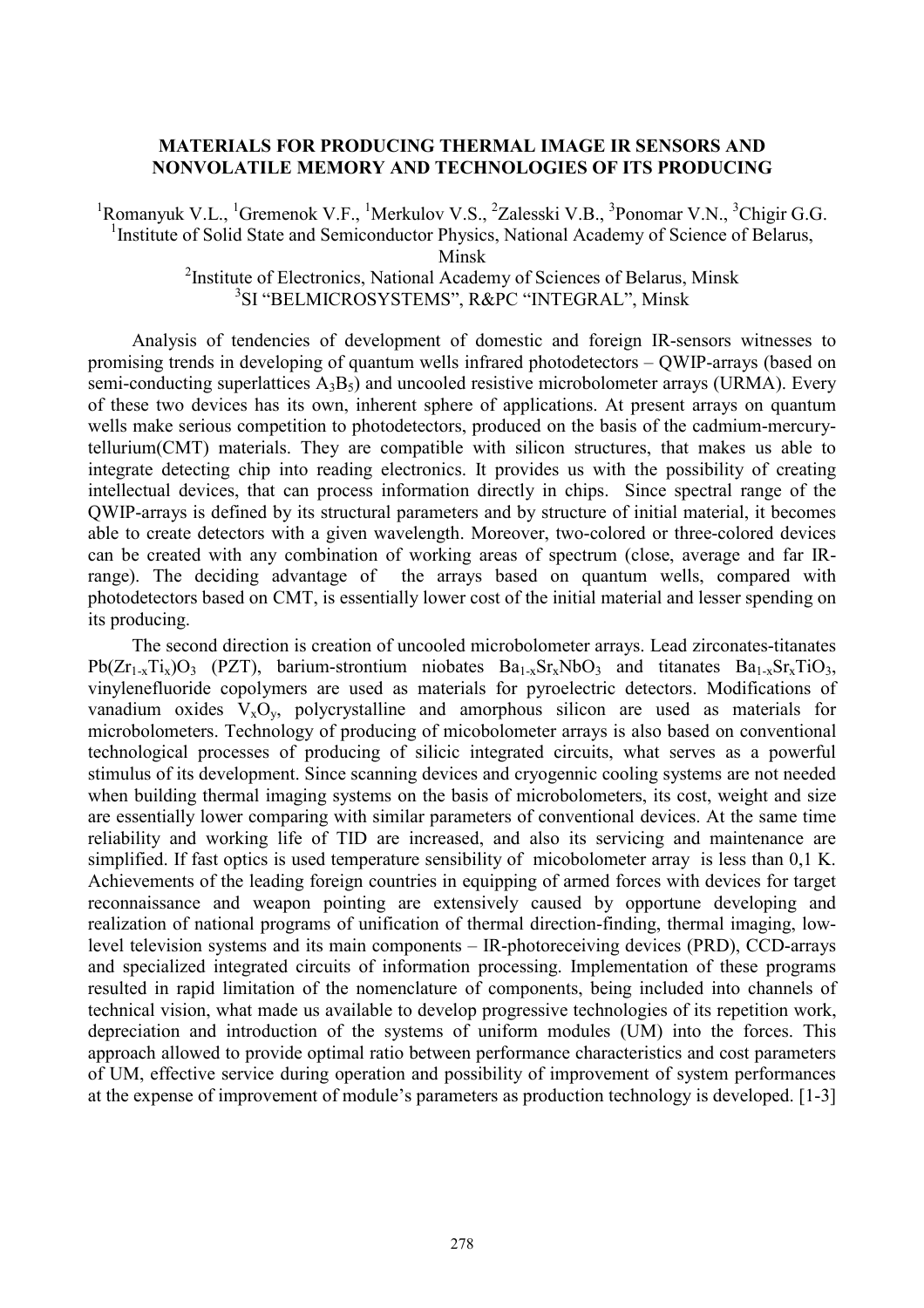# MATERIALS FOR PRODUCING THERMAL IMAGE IR SENSORS AND NONVOLATILE MEMORY AND TECHNOLOGIES OF ITS PRODUCING

[1]Romanyuk V.L., [1]Gremenok V.F., [1]Merkulov V.S., [2]Zalesski V.B., [3]Ponomar V.N., [3]Chigir G.G.
[1]Institute of Solid State and Semiconductor Physics, National Academy of Science of Belarus, Minsk
[2]Institute of Electronics, National Academy of Sciences of Belarus, Minsk
[3]SI "BELMICROSYSTEMS", R&PC "INTEGRAL", Minsk

Analysis of tendencies of development of domestic and foreign IR-sensors witnesses to promising trends in developing of quantum wells infrared photodetectors – QWIP-arrays (based on semi-conducting superlattices $A_3B_5$) and uncooled resistive microbolometer arrays (URMA). Every of these two devices has its own, inherent sphere of applications. At present arrays on quantum wells make serious competition to photodetectors, produced on the basis of the cadmium-mercury-tellurium(CMT) materials. They are compatible with silicon structures, that makes us able to integrate detecting chip into reading electronics. It provides us with the possibility of creating intellectual devices, that can process information directly in chips. Since spectral range of the QWIP-arrays is defined by its structural parameters and by structure of initial material, it becomes able to create detectors with a given wavelength. Moreover, two-colored or three-colored devices can be created with any combination of working areas of spectrum (close, average and far IR-range). The deciding advantage of the arrays based on quantum wells, compared with photodetectors based on CMT, is essentially lower cost of the initial material and lesser spending on its producing.

The second direction is creation of uncooled microbolometer arrays. Lead zirconates-titanates $Pb(Zr_{1-x}Ti_x)O_3$ (PZT), barium-strontium niobates $Ba_{1-x}Sr_xNbO_3$ and titanates $Ba_{1-x}Sr_xTiO_3$, vinylenefluoride copolymers are used as materials for pyroelectric detectors. Modifications of vanadium oxides $V_xO_y$, polycrystalline and amorphous silicon are used as materials for microbolometers. Technology of producing of micobolometer arrays is also based on conventional technological processes of producing of silicic integrated circuits, what serves as a powerful stimulus of its development. Since scanning devices and cryogennic cooling systems are not needed when building thermal imaging systems on the basis of microbolometers, its cost, weight and size are essentially lower comparing with similar parameters of conventional devices. At the same time reliability and working life of TID are increased, and also its servicing and maintenance are simplified. If fast optics is used temperature sensibility of micobolometer array is less than 0,1 K. Achievements of the leading foreign countries in equipping of armed forces with devices for target reconnaissance and weapon pointing are extensively caused by opportune developing and realization of national programs of unification of thermal direction-finding, thermal imaging, low-level television systems and its main components – IR-photoreceiving devices (PRD), CCD-arrays and specialized integrated circuits of information processing. Implementation of these programs resulted in rapid limitation of the nomenclature of components, being included into channels of technical vision, what made us available to develop progressive technologies of its repetition work, depreciation and introduction of the systems of uniform modules (UM) into the forces. This approach allowed to provide optimal ratio between performance characteristics and cost parameters of UM, effective service during operation and possibility of improvement of system performances at the expense of improvement of module's parameters as production technology is developed. [1-3]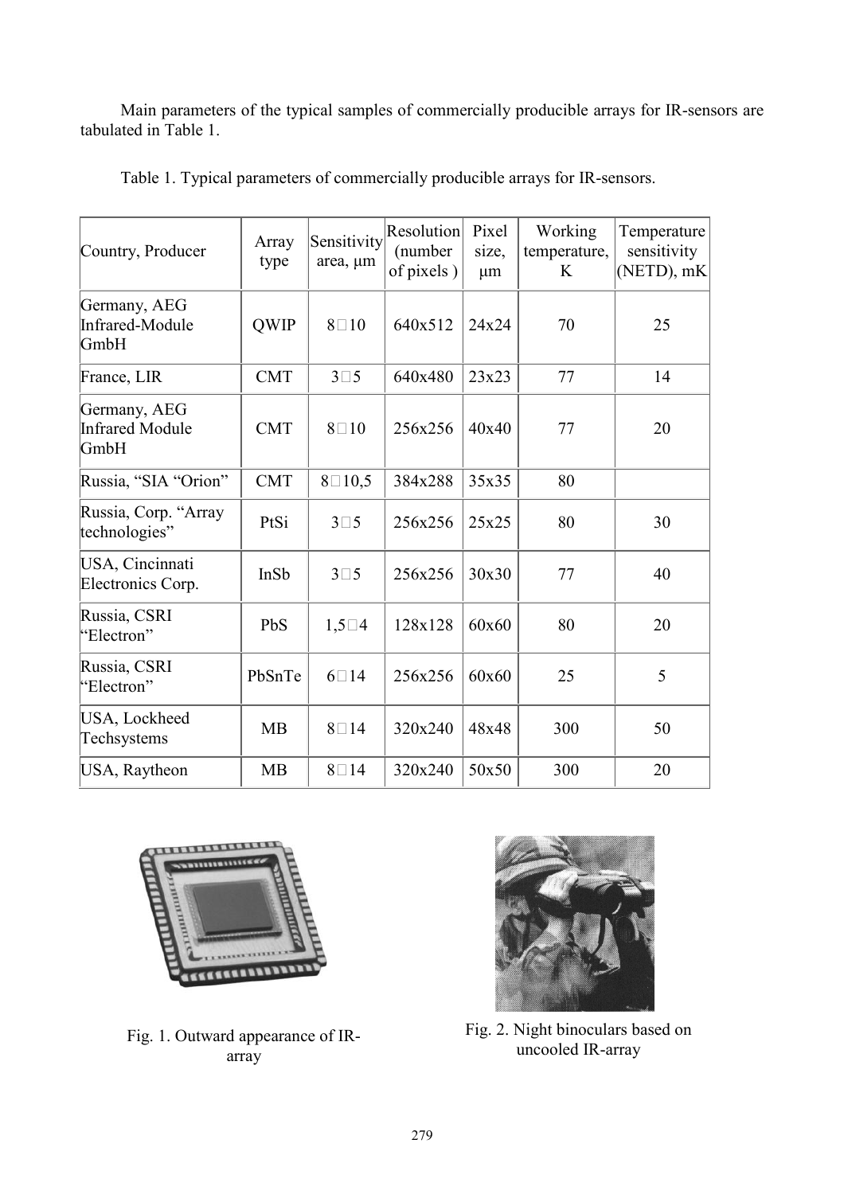Main parameters of the typical samples of commercially producible arrays for IR-sensors are tabulated in Table 1.

Table 1. Typical parameters of commercially producible arrays for IR-sensors.

| Country, Producer | Array type | Sensitivity area, μm | Resolution (number of pixels ) | Pixel size, μm | Working temperature, K | Temperature sensitivity (NETD), mK |
|---|---|---|---|---|---|---|
| Germany, AEG Infrared-Module GmbH | QWIP | 8□10 | 640x512 | 24x24 | 70 | 25 |
| France, LIR | CMT | 3□5 | 640x480 | 23x23 | 77 | 14 |
| Germany, AEG Infrared Module GmbH | CMT | 8□10 | 256x256 | 40x40 | 77 | 20 |
| Russia, "SIA "Orion" | CMT | 8□10,5 | 384x288 | 35x35 | 80 | |
| Russia, Corp. "Array technologies" | PtSi | 3□5 | 256x256 | 25x25 | 80 | 30 |
| USA, Cincinnati Electronics Corp. | InSb | 3□5 | 256x256 | 30x30 | 77 | 40 |
| Russia, CSRI "Electron" | PbS | 1,5□4 | 128x128 | 60x60 | 80 | 20 |
| Russia, CSRI "Electron" | PbSnTe | 6□14 | 256x256 | 60x60 | 25 | 5 |
| USA, Lockheed Techsystems | MB | 8□14 | 320x240 | 48x48 | 300 | 50 |
| USA, Raytheon | MB | 8□14 | 320x240 | 50x50 | 300 | 20 |

Fig. 1. Outward appearance of IR-array

Fig. 2. Night binoculars based on uncooled IR-array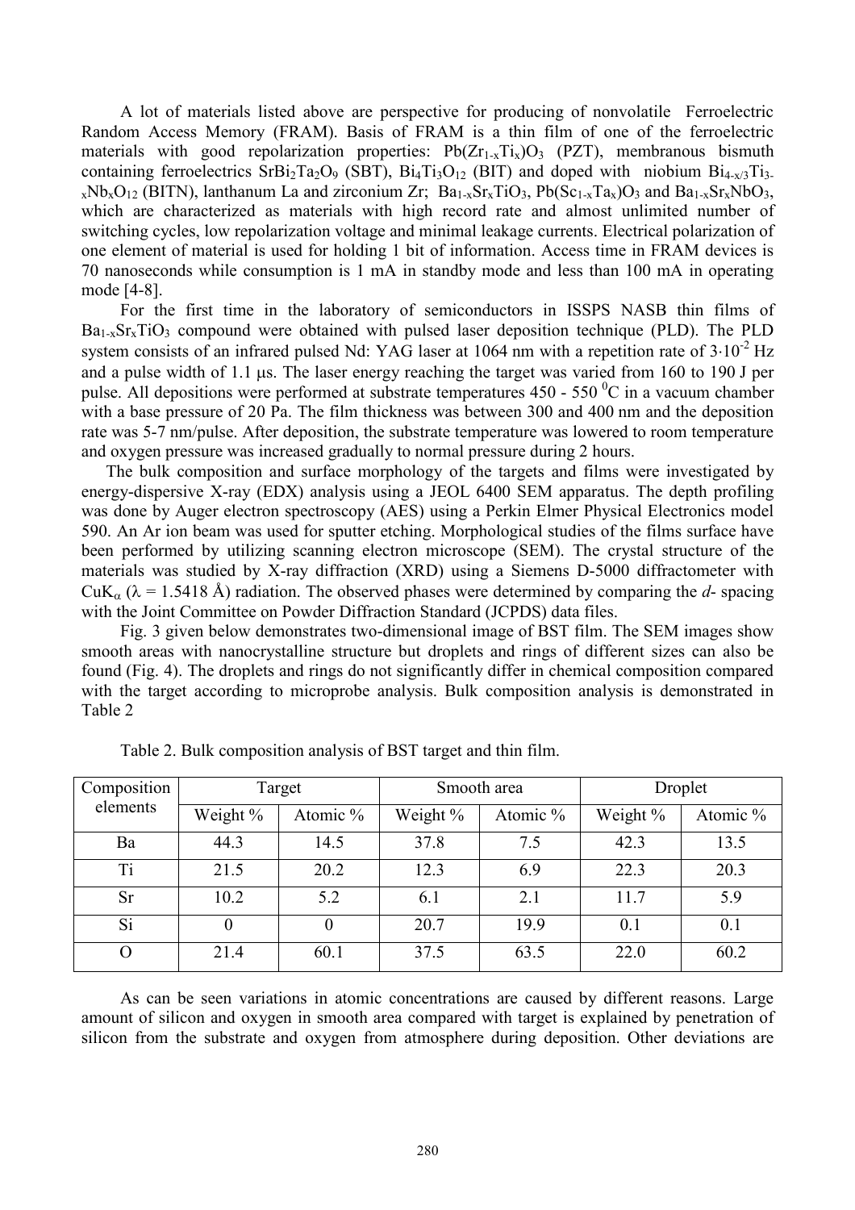A lot of materials listed above are perspective for producing of nonvolatile Ferroelectric Random Access Memory (FRAM). Basis of FRAM is a thin film of one of the ferroelectric materials with good repolarization properties: $Pb(Zr_{1-x}Ti_x)O_3$ (PZT), membranous bismuth containing ferroelectrics $SrBi_2Ta_2O_9$ (SBT), $Bi_4Ti_3O_{12}$ (BIT) and doped with niobium $Bi_{4-x/3}Ti_{3-x}Nb_xO_{12}$ (BITN), lanthanum La and zirconium Zr; $Ba_{1-x}Sr_xTiO_3$, $Pb(Sc_{1-x}Ta_x)O_3$ and $Ba_{1-x}Sr_xNbO_3$, which are characterized as materials with high record rate and almost unlimited number of switching cycles, low repolarization voltage and minimal leakage currents. Electrical polarization of one element of material is used for holding 1 bit of information. Access time in FRAM devices is 70 nanoseconds while consumption is 1 mA in standby mode and less than 100 mA in operating mode [4-8].

For the first time in the laboratory of semiconductors in ISSPS NASB thin films of $Ba_{1-x}Sr_xTiO_3$ compound were obtained with pulsed laser deposition technique (PLD). The PLD system consists of an infrared pulsed Nd: YAG laser at 1064 nm with a repetition rate of $3{\cdot}10^{-2}$ Hz and a pulse width of 1.1 μs. The laser energy reaching the target was varied from 160 to 190 J per pulse. All depositions were performed at substrate temperatures 450 - 550 $^0$C in a vacuum chamber with a base pressure of 20 Pa. The film thickness was between 300 and 400 nm and the deposition rate was 5-7 nm/pulse. After deposition, the substrate temperature was lowered to room temperature and oxygen pressure was increased gradually to normal pressure during 2 hours.

The bulk composition and surface morphology of the targets and films were investigated by energy-dispersive X-ray (EDX) analysis using a JEOL 6400 SEM apparatus. The depth profiling was done by Auger electron spectroscopy (AES) using a Perkin Elmer Physical Electronics model 590. An Ar ion beam was used for sputter etching. Morphological studies of the films surface have been performed by utilizing scanning electron microscope (SEM). The crystal structure of the materials was studied by X-ray diffraction (XRD) using a Siemens D-5000 diffractometer with $CuK_\alpha$ ($\lambda$ = 1.5418 Å) radiation. The observed phases were determined by comparing the *d*- spacing with the Joint Committee on Powder Diffraction Standard (JCPDS) data files.

Fig. 3 given below demonstrates two-dimensional image of BST film. The SEM images show smooth areas with nanocrystalline structure but droplets and rings of different sizes can also be found (Fig. 4). The droplets and rings do not significantly differ in chemical composition compared with the target according to microprobe analysis. Bulk composition analysis is demonstrated in Table 2

Table 2. Bulk composition analysis of BST target and thin film.

| Composition elements | Target | | Smooth area | | Droplet | |
|---|---|---|---|---|---|---|
| | Weight % | Atomic % | Weight % | Atomic % | Weight % | Atomic % |
| Ba | 44.3 | 14.5 | 37.8 | 7.5 | 42.3 | 13.5 |
| Ti | 21.5 | 20.2 | 12.3 | 6.9 | 22.3 | 20.3 |
| Sr | 10.2 | 5.2 | 6.1 | 2.1 | 11.7 | 5.9 |
| Si | 0 | 0 | 20.7 | 19.9 | 0.1 | 0.1 |
| O | 21.4 | 60.1 | 37.5 | 63.5 | 22.0 | 60.2 |

As can be seen variations in atomic concentrations are caused by different reasons. Large amount of silicon and oxygen in smooth area compared with target is explained by penetration of silicon from the substrate and oxygen from atmosphere during deposition. Other deviations are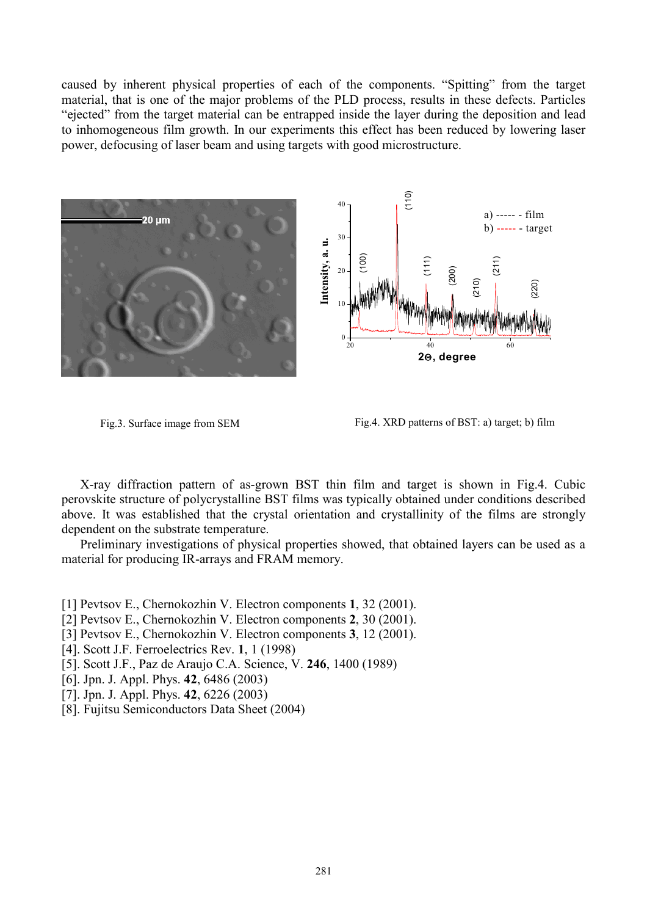caused by inherent physical properties of each of the components. "Spitting" from the target material, that is one of the major problems of the PLD process, results in these defects. Particles "ejected" from the target material can be entrapped inside the layer during the deposition and lead to inhomogeneous film growth. In our experiments this effect has been reduced by lowering laser power, defocusing of laser beam and using targets with good microstructure.

20 µm

Fig.3. Surface image from SEM

Intensity, a. u.

2Θ, degree

a) ----- - film
b) ----- - target

(100)
(110)
(111)
(200)
(210)
(211)
(220)

0
10
20
30
40

20
40
60

Fig.4. XRD patterns of BST: a) target; b) film

X-ray diffraction pattern of as-grown BST thin film and target is shown in Fig.4. Cubic perovskite structure of polycrystalline BST films was typically obtained under conditions described above. It was established that the crystal orientation and crystallinity of the films are strongly dependent on the substrate temperature.

Preliminary investigations of physical properties showed, that obtained layers can be used as a material for producing IR-arrays and FRAM memory.

[1] Pevtsov E., Chernokozhin V. Electron components **1**, 32 (2001).
[2] Pevtsov E., Chernokozhin V. Electron components **2**, 30 (2001).
[3] Pevtsov E., Chernokozhin V. Electron components **3**, 12 (2001).
[4]. Scott J.F. Ferroelectrics Rev. **1**, 1 (1998)
[5]. Scott J.F., Paz de Araujo C.A. Science, V. **246**, 1400 (1989)
[6]. Jpn. J. Appl. Phys. **42**, 6486 (2003)
[7]. Jpn. J. Appl. Phys. **42**, 6226 (2003)
[8]. Fujitsu Semiconductors Data Sheet (2004)